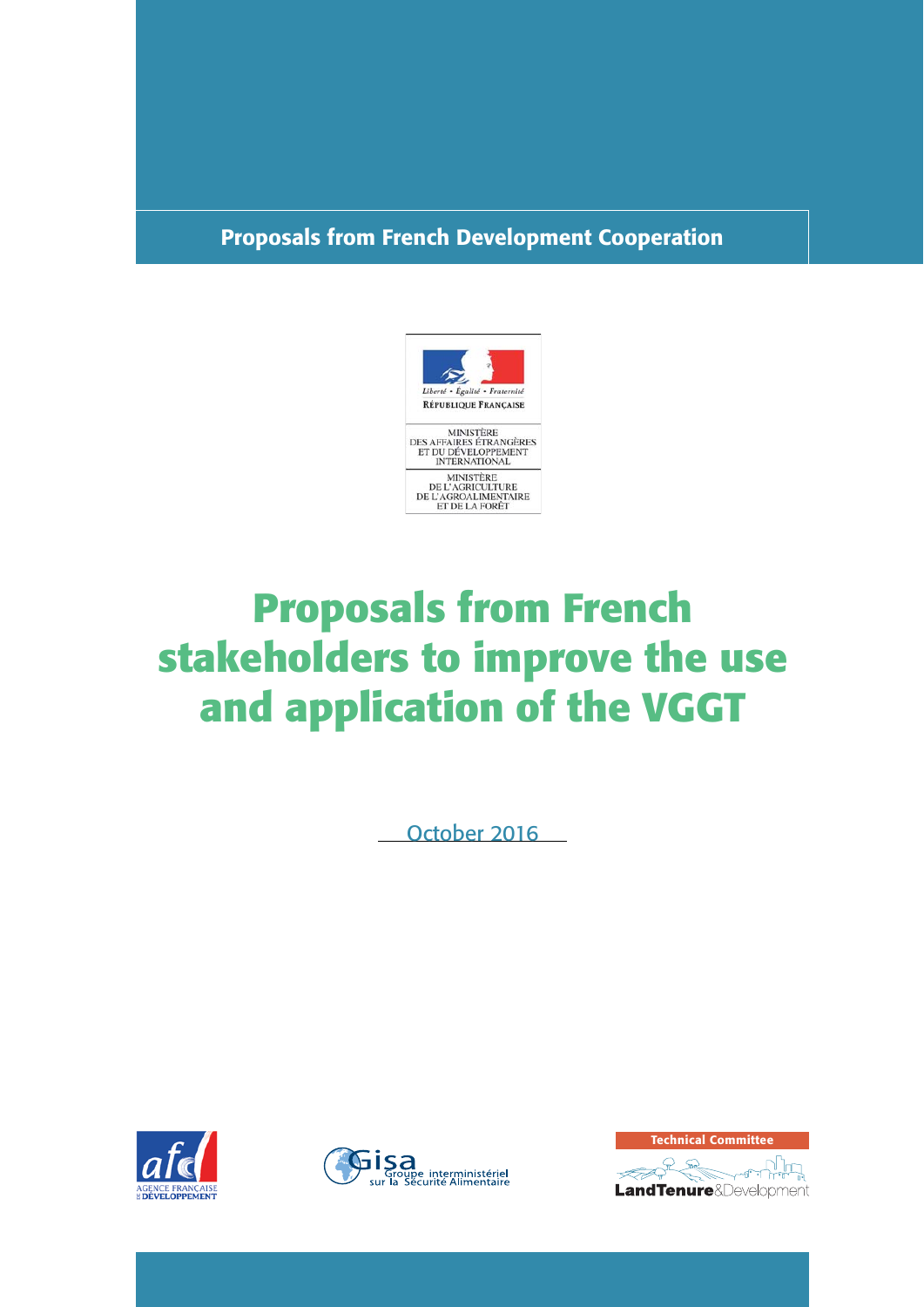**Proposals from French Development Cooperation**

Liberté • Égalité • Fraternité
RÉPUBLIQUE FRANÇAISE

MINISTÈRE
DES AFFAIRES ÉTRANGÈRES
ET DU DÉVELOPPEMENT
INTERNATIONAL

MINISTÈRE
DE L'AGRICULTURE
DE L'AGROALIMENTAIRE
ET DE LA FORÊT

# Proposals from French stakeholders to improve the use and application of the VGGT

October 2016

AGENCE FRANÇAISE DE DÉVELOPPEMENT

Gisa Groupe interministériel sur la Sécurité Alimentaire

Technical Committee
LandTenure&Development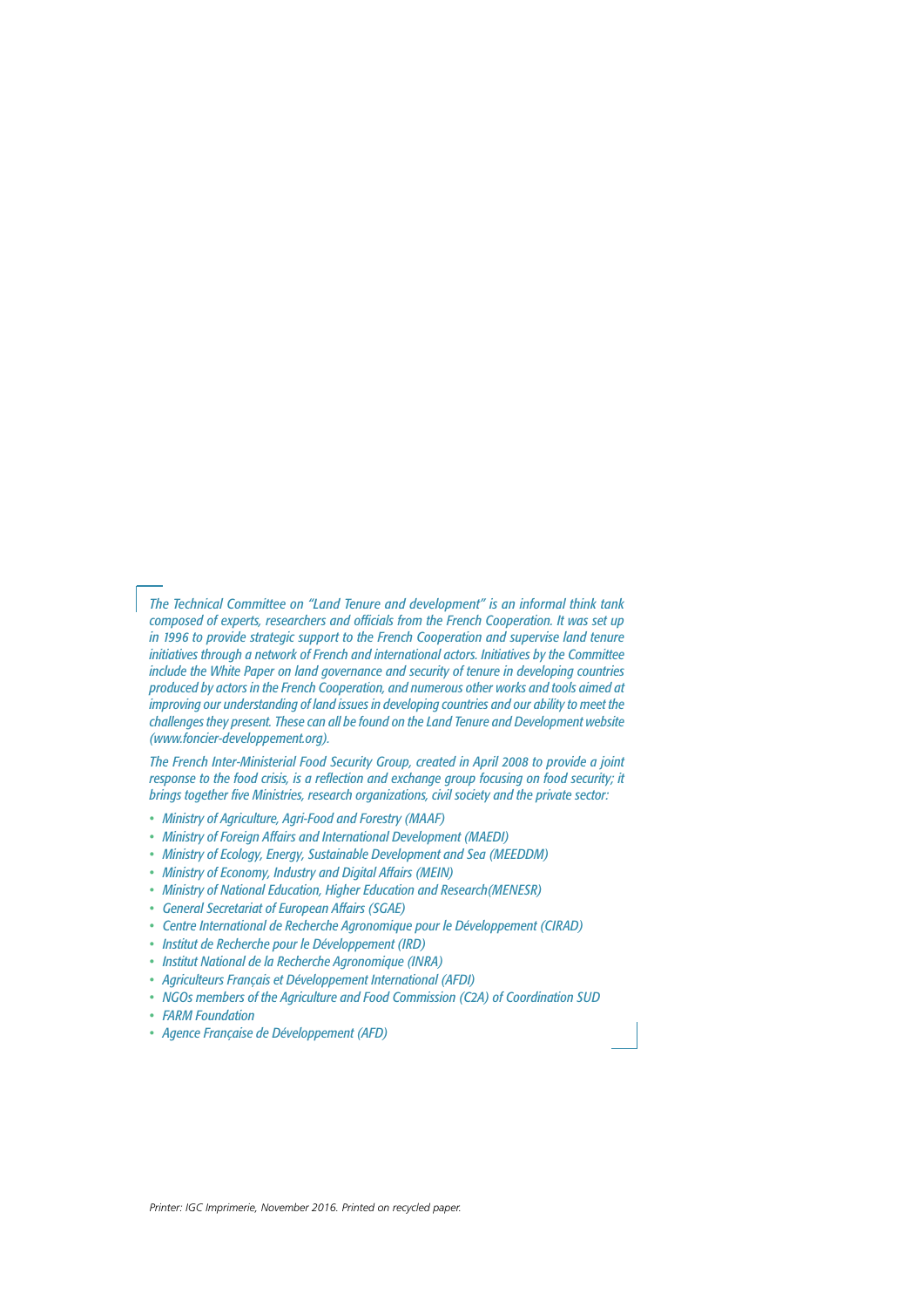*The Technical Committee on "Land Tenure and development" is an informal think tank composed of experts, researchers and officials from the French Cooperation. It was set up in 1996 to provide strategic support to the French Cooperation and supervise land tenure initiatives through a network of French and international actors. Initiatives by the Committee include the White Paper on land governance and security of tenure in developing countries produced by actors in the French Cooperation, and numerous other works and tools aimed at improving our understanding of land issues in developing countries and our ability to meet the challenges they present. These can all be found on the Land Tenure and Development website (www.foncier-developpement.org).*

*The French Inter-Ministerial Food Security Group, created in April 2008 to provide a joint response to the food crisis, is a reflection and exchange group focusing on food security; it brings together five Ministries, research organizations, civil society and the private sector:*

- *Ministry of Agriculture, Agri-Food and Forestry (MAAF)*
- *Ministry of Foreign Affairs and International Development (MAEDI)*
- *Ministry of Ecology, Energy, Sustainable Development and Sea (MEEDDM)*
- *Ministry of Economy, Industry and Digital Affairs (MEIN)*
- *Ministry of National Education, Higher Education and Research(MENESR)*
- *General Secretariat of European Affairs (SGAE)*
- *Centre International de Recherche Agronomique pour le Développement (CIRAD)*
- *Institut de Recherche pour le Développement (IRD)*
- *Institut National de la Recherche Agronomique (INRA)*
- *Agriculteurs Français et Développement International (AFDI)*
- *NGOs members of the Agriculture and Food Commission (C2A) of Coordination SUD*
- *FARM Foundation*
- *Agence Française de Développement (AFD)*

*Printer: IGC Imprimerie, November 2016. Printed on recycled paper.*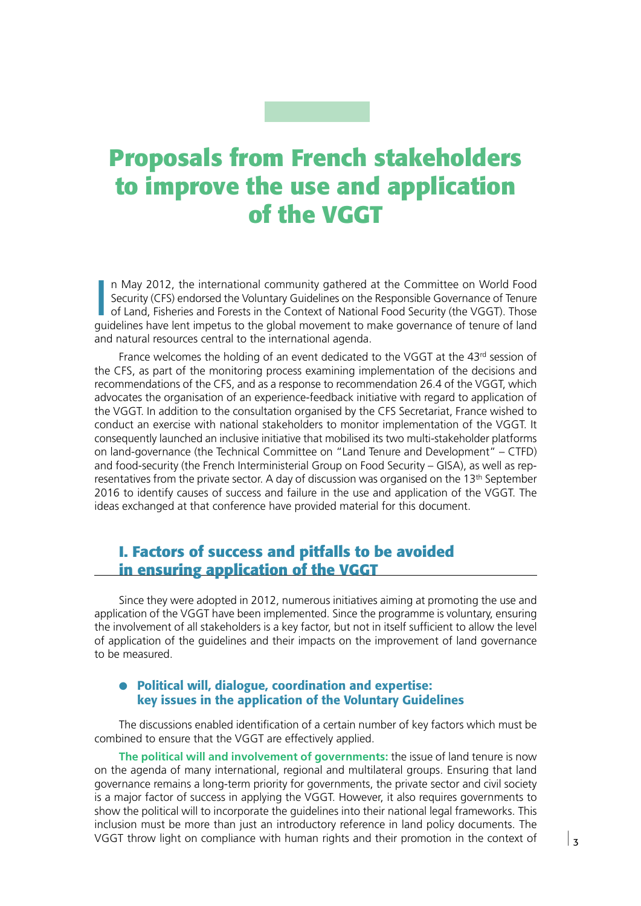# Proposals from French stakeholders to improve the use and application of the VGGT

In May 2012, the international community gathered at the Committee on World Food Security (CFS) endorsed the Voluntary Guidelines on the Responsible Governance of Tenure of Land, Fisheries and Forests in the Context of National Food Security (the VGGT). Those guidelines have lent impetus to the global movement to make governance of tenure of land and natural resources central to the international agenda.

France welcomes the holding of an event dedicated to the VGGT at the 43rd session of the CFS, as part of the monitoring process examining implementation of the decisions and recommendations of the CFS, and as a response to recommendation 26.4 of the VGGT, which advocates the organisation of an experience-feedback initiative with regard to application of the VGGT. In addition to the consultation organised by the CFS Secretariat, France wished to conduct an exercise with national stakeholders to monitor implementation of the VGGT. It consequently launched an inclusive initiative that mobilised its two multi-stakeholder platforms on land-governance (the Technical Committee on "Land Tenure and Development" – CTFD) and food-security (the French Interministerial Group on Food Security – GISA), as well as representatives from the private sector. A day of discussion was organised on the 13th September 2016 to identify causes of success and failure in the use and application of the VGGT. The ideas exchanged at that conference have provided material for this document.

## I. Factors of success and pitfalls to be avoided in ensuring application of the VGGT

Since they were adopted in 2012, numerous initiatives aiming at promoting the use and application of the VGGT have been implemented. Since the programme is voluntary, ensuring the involvement of all stakeholders is a key factor, but not in itself sufficient to allow the level of application of the guidelines and their impacts on the improvement of land governance to be measured.

### Political will, dialogue, coordination and expertise: key issues in the application of the Voluntary Guidelines

The discussions enabled identification of a certain number of key factors which must be combined to ensure that the VGGT are effectively applied.

**The political will and involvement of governments:** the issue of land tenure is now on the agenda of many international, regional and multilateral groups. Ensuring that land governance remains a long-term priority for governments, the private sector and civil society is a major factor of success in applying the VGGT. However, it also requires governments to show the political will to incorporate the guidelines into their national legal frameworks. This inclusion must be more than just an introductory reference in land policy documents. The VGGT throw light on compliance with human rights and their promotion in the context of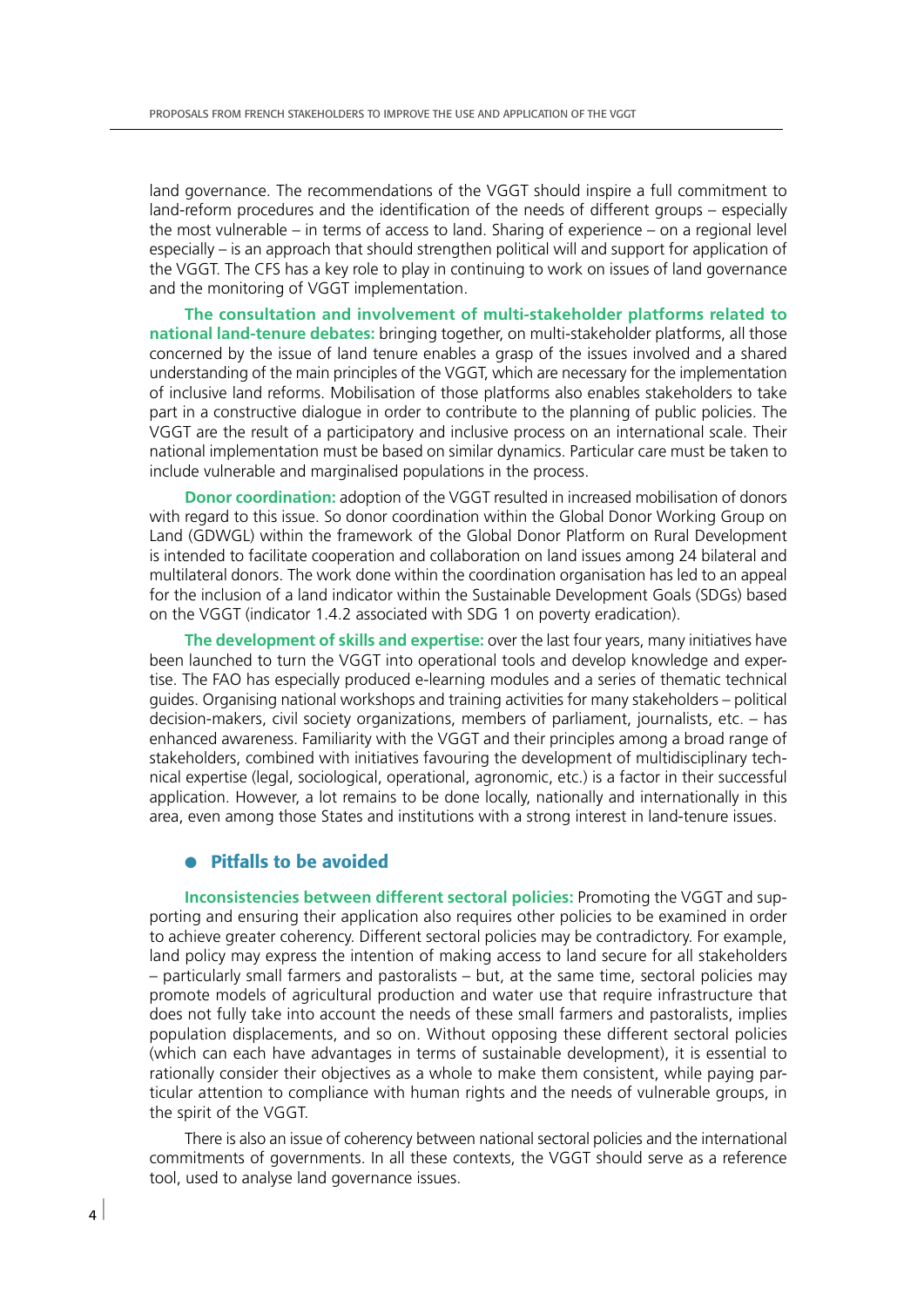land governance. The recommendations of the VGGT should inspire a full commitment to land-reform procedures and the identification of the needs of different groups – especially the most vulnerable – in terms of access to land. Sharing of experience – on a regional level especially – is an approach that should strengthen political will and support for application of the VGGT. The CFS has a key role to play in continuing to work on issues of land governance and the monitoring of VGGT implementation.

**The consultation and involvement of multi-stakeholder platforms related to national land-tenure debates:** bringing together, on multi-stakeholder platforms, all those concerned by the issue of land tenure enables a grasp of the issues involved and a shared understanding of the main principles of the VGGT, which are necessary for the implementation of inclusive land reforms. Mobilisation of those platforms also enables stakeholders to take part in a constructive dialogue in order to contribute to the planning of public policies. The VGGT are the result of a participatory and inclusive process on an international scale. Their national implementation must be based on similar dynamics. Particular care must be taken to include vulnerable and marginalised populations in the process.

**Donor coordination:** adoption of the VGGT resulted in increased mobilisation of donors with regard to this issue. So donor coordination within the Global Donor Working Group on Land (GDWGL) within the framework of the Global Donor Platform on Rural Development is intended to facilitate cooperation and collaboration on land issues among 24 bilateral and multilateral donors. The work done within the coordination organisation has led to an appeal for the inclusion of a land indicator within the Sustainable Development Goals (SDGs) based on the VGGT (indicator 1.4.2 associated with SDG 1 on poverty eradication).

**The development of skills and expertise:** over the last four years, many initiatives have been launched to turn the VGGT into operational tools and develop knowledge and expertise. The FAO has especially produced e-learning modules and a series of thematic technical guides. Organising national workshops and training activities for many stakeholders – political decision-makers, civil society organizations, members of parliament, journalists, etc. – has enhanced awareness. Familiarity with the VGGT and their principles among a broad range of stakeholders, combined with initiatives favouring the development of multidisciplinary technical expertise (legal, sociological, operational, agronomic, etc.) is a factor in their successful application. However, a lot remains to be done locally, nationally and internationally in this area, even among those States and institutions with a strong interest in land-tenure issues.

## Pitfalls to be avoided

**Inconsistencies between different sectoral policies:** Promoting the VGGT and supporting and ensuring their application also requires other policies to be examined in order to achieve greater coherency. Different sectoral policies may be contradictory. For example, land policy may express the intention of making access to land secure for all stakeholders – particularly small farmers and pastoralists – but, at the same time, sectoral policies may promote models of agricultural production and water use that require infrastructure that does not fully take into account the needs of these small farmers and pastoralists, implies population displacements, and so on. Without opposing these different sectoral policies (which can each have advantages in terms of sustainable development), it is essential to rationally consider their objectives as a whole to make them consistent, while paying particular attention to compliance with human rights and the needs of vulnerable groups, in the spirit of the VGGT.

There is also an issue of coherency between national sectoral policies and the international commitments of governments. In all these contexts, the VGGT should serve as a reference tool, used to analyse land governance issues.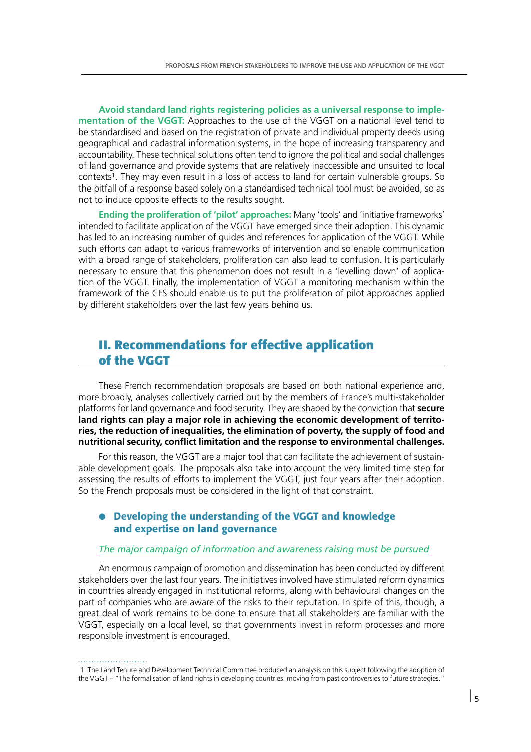**Avoid standard land rights registering policies as a universal response to implementation of the VGGT:** Approaches to the use of the VGGT on a national level tend to be standardised and based on the registration of private and individual property deeds using geographical and cadastral information systems, in the hope of increasing transparency and accountability. These technical solutions often tend to ignore the political and social challenges of land governance and provide systems that are relatively inaccessible and unsuited to local contexts[1]. They may even result in a loss of access to land for certain vulnerable groups. So the pitfall of a response based solely on a standardised technical tool must be avoided, so as not to induce opposite effects to the results sought.

**Ending the proliferation of 'pilot' approaches:** Many 'tools' and 'initiative frameworks' intended to facilitate application of the VGGT have emerged since their adoption. This dynamic has led to an increasing number of guides and references for application of the VGGT. While such efforts can adapt to various frameworks of intervention and so enable communication with a broad range of stakeholders, proliferation can also lead to confusion. It is particularly necessary to ensure that this phenomenon does not result in a 'levelling down' of application of the VGGT. Finally, the implementation of VGGT a monitoring mechanism within the framework of the CFS should enable us to put the proliferation of pilot approaches applied by different stakeholders over the last few years behind us.

## II. Recommendations for effective application of the VGGT

These French recommendation proposals are based on both national experience and, more broadly, analyses collectively carried out by the members of France's multi-stakeholder platforms for land governance and food security. They are shaped by the conviction that **secure land rights can play a major role in achieving the economic development of territories, the reduction of inequalities, the elimination of poverty, the supply of food and nutritional security, conflict limitation and the response to environmental challenges.**

For this reason, the VGGT are a major tool that can facilitate the achievement of sustainable development goals. The proposals also take into account the very limited time step for assessing the results of efforts to implement the VGGT, just four years after their adoption. So the French proposals must be considered in the light of that constraint.

### • Developing the understanding of the VGGT and knowledge and expertise on land governance

*The major campaign of information and awareness raising must be pursued*

An enormous campaign of promotion and dissemination has been conducted by different stakeholders over the last four years. The initiatives involved have stimulated reform dynamics in countries already engaged in institutional reforms, along with behavioural changes on the part of companies who are aware of the risks to their reputation. In spite of this, though, a great deal of work remains to be done to ensure that all stakeholders are familiar with the VGGT, especially on a local level, so that governments invest in reform processes and more responsible investment is encouraged.

1. The Land Tenure and Development Technical Committee produced an analysis on this subject following the adoption of the VGGT – "The formalisation of land rights in developing countries: moving from past controversies to future strategies."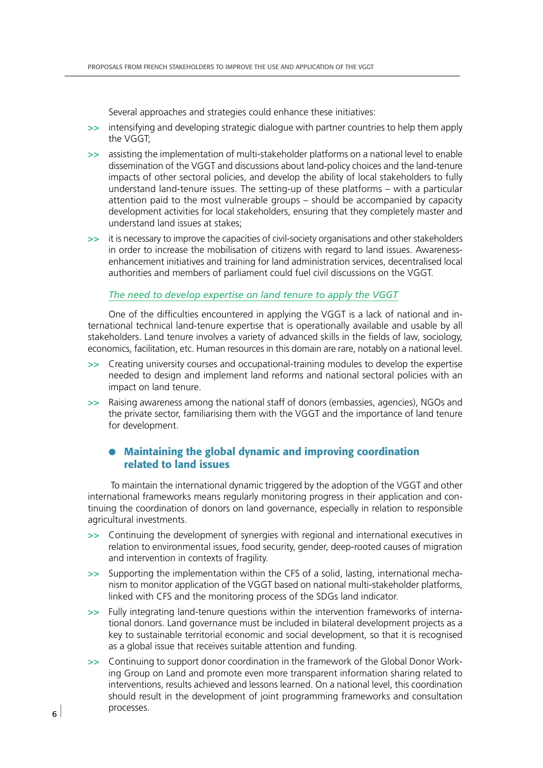Several approaches and strategies could enhance these initiatives:

- intensifying and developing strategic dialogue with partner countries to help them apply the VGGT;
- assisting the implementation of multi-stakeholder platforms on a national level to enable dissemination of the VGGT and discussions about land-policy choices and the land-tenure impacts of other sectoral policies, and develop the ability of local stakeholders to fully understand land-tenure issues. The setting-up of these platforms – with a particular attention paid to the most vulnerable groups – should be accompanied by capacity development activities for local stakeholders, ensuring that they completely master and understand land issues at stakes;
- it is necessary to improve the capacities of civil-society organisations and other stakeholders in order to increase the mobilisation of citizens with regard to land issues. Awareness-enhancement initiatives and training for land administration services, decentralised local authorities and members of parliament could fuel civil discussions on the VGGT.

*The need to develop expertise on land tenure to apply the VGGT*

One of the difficulties encountered in applying the VGGT is a lack of national and international technical land-tenure expertise that is operationally available and usable by all stakeholders. Land tenure involves a variety of advanced skills in the fields of law, sociology, economics, facilitation, etc. Human resources in this domain are rare, notably on a national level.

- Creating university courses and occupational-training modules to develop the expertise needed to design and implement land reforms and national sectoral policies with an impact on land tenure.
- Raising awareness among the national staff of donors (embassies, agencies), NGOs and the private sector, familiarising them with the VGGT and the importance of land tenure for development.

## Maintaining the global dynamic and improving coordination related to land issues

To maintain the international dynamic triggered by the adoption of the VGGT and other international frameworks means regularly monitoring progress in their application and continuing the coordination of donors on land governance, especially in relation to responsible agricultural investments.

- Continuing the development of synergies with regional and international executives in relation to environmental issues, food security, gender, deep-rooted causes of migration and intervention in contexts of fragility.
- Supporting the implementation within the CFS of a solid, lasting, international mechanism to monitor application of the VGGT based on national multi-stakeholder platforms, linked with CFS and the monitoring process of the SDGs land indicator.
- Fully integrating land-tenure questions within the intervention frameworks of international donors. Land governance must be included in bilateral development projects as a key to sustainable territorial economic and social development, so that it is recognised as a global issue that receives suitable attention and funding.
- Continuing to support donor coordination in the framework of the Global Donor Working Group on Land and promote even more transparent information sharing related to interventions, results achieved and lessons learned. On a national level, this coordination should result in the development of joint programming frameworks and consultation processes.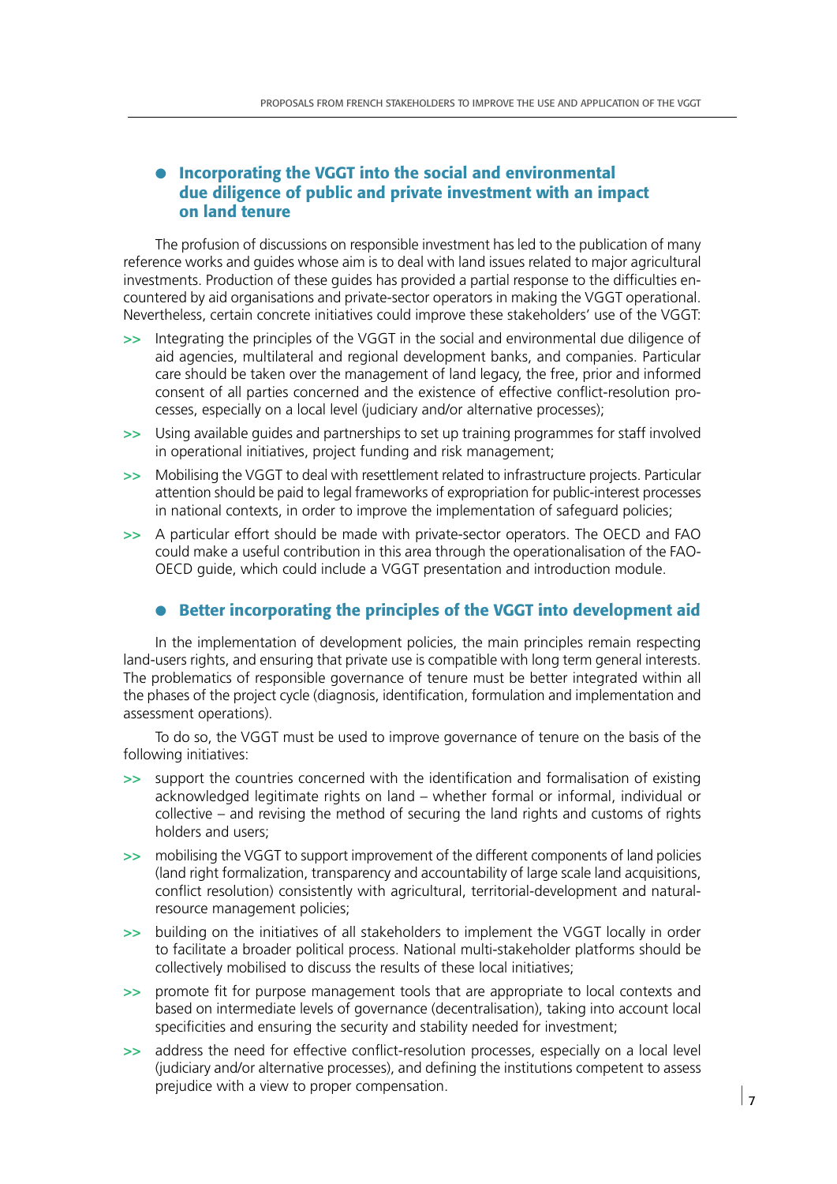### Incorporating the VGGT into the social and environmental due diligence of public and private investment with an impact on land tenure

The profusion of discussions on responsible investment has led to the publication of many reference works and guides whose aim is to deal with land issues related to major agricultural investments. Production of these guides has provided a partial response to the difficulties encountered by aid organisations and private-sector operators in making the VGGT operational. Nevertheless, certain concrete initiatives could improve these stakeholders' use of the VGGT:

- Integrating the principles of the VGGT in the social and environmental due diligence of aid agencies, multilateral and regional development banks, and companies. Particular care should be taken over the management of land legacy, the free, prior and informed consent of all parties concerned and the existence of effective conflict-resolution processes, especially on a local level (judiciary and/or alternative processes);
- Using available guides and partnerships to set up training programmes for staff involved in operational initiatives, project funding and risk management;
- Mobilising the VGGT to deal with resettlement related to infrastructure projects. Particular attention should be paid to legal frameworks of expropriation for public-interest processes in national contexts, in order to improve the implementation of safeguard policies;
- A particular effort should be made with private-sector operators. The OECD and FAO could make a useful contribution in this area through the operationalisation of the FAO-OECD guide, which could include a VGGT presentation and introduction module.

### Better incorporating the principles of the VGGT into development aid

In the implementation of development policies, the main principles remain respecting land-users rights, and ensuring that private use is compatible with long term general interests. The problematics of responsible governance of tenure must be better integrated within all the phases of the project cycle (diagnosis, identification, formulation and implementation and assessment operations).

To do so, the VGGT must be used to improve governance of tenure on the basis of the following initiatives:

- support the countries concerned with the identification and formalisation of existing acknowledged legitimate rights on land – whether formal or informal, individual or collective – and revising the method of securing the land rights and customs of rights holders and users;
- mobilising the VGGT to support improvement of the different components of land policies (land right formalization, transparency and accountability of large scale land acquisitions, conflict resolution) consistently with agricultural, territorial-development and natural-resource management policies;
- building on the initiatives of all stakeholders to implement the VGGT locally in order to facilitate a broader political process. National multi-stakeholder platforms should be collectively mobilised to discuss the results of these local initiatives;
- promote fit for purpose management tools that are appropriate to local contexts and based on intermediate levels of governance (decentralisation), taking into account local specificities and ensuring the security and stability needed for investment;
- address the need for effective conflict-resolution processes, especially on a local level (judiciary and/or alternative processes), and defining the institutions competent to assess prejudice with a view to proper compensation.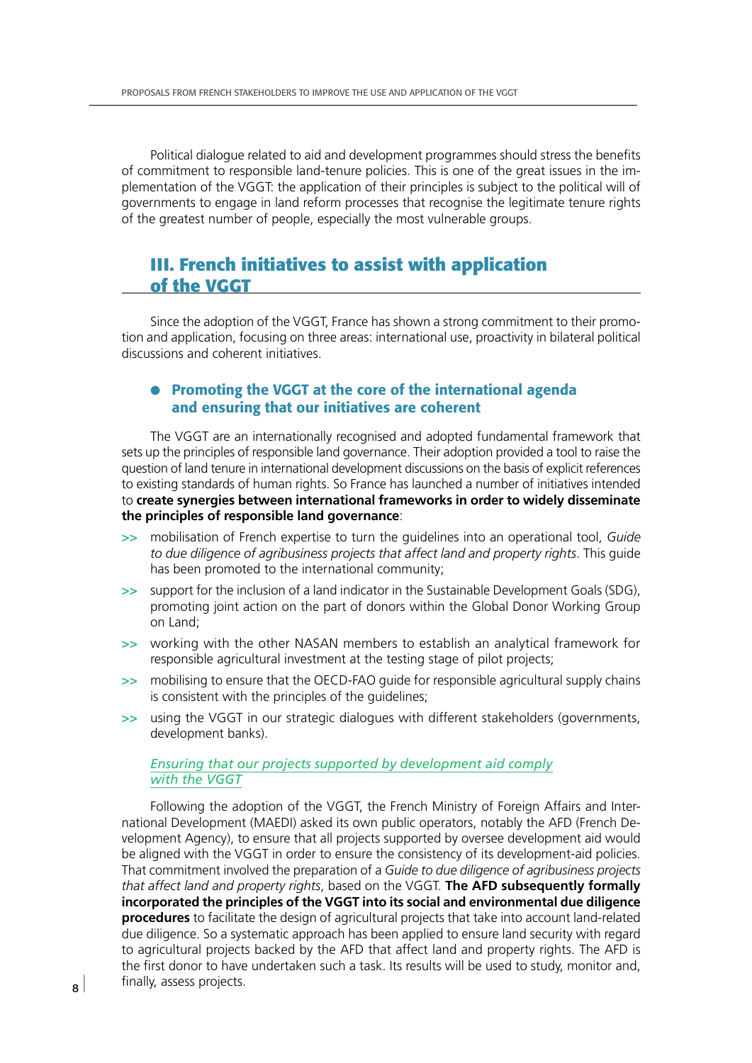Political dialogue related to aid and development programmes should stress the benefits of commitment to responsible land-tenure policies. This is one of the great issues in the implementation of the VGGT: the application of their principles is subject to the political will of governments to engage in land reform processes that recognise the legitimate tenure rights of the greatest number of people, especially the most vulnerable groups.

## III. French initiatives to assist with application of the VGGT

Since the adoption of the VGGT, France has shown a strong commitment to their promotion and application, focusing on three areas: international use, proactivity in bilateral political discussions and coherent initiatives.

### Promoting the VGGT at the core of the international agenda and ensuring that our initiatives are coherent

The VGGT are an internationally recognised and adopted fundamental framework that sets up the principles of responsible land governance. Their adoption provided a tool to raise the question of land tenure in international development discussions on the basis of explicit references to existing standards of human rights. So France has launched a number of initiatives intended to **create synergies between international frameworks in order to widely disseminate the principles of responsible land governance**:

- mobilisation of French expertise to turn the guidelines into an operational tool, *Guide to due diligence of agribusiness projects that affect land and property rights*. This guide has been promoted to the international community;
- support for the inclusion of a land indicator in the Sustainable Development Goals (SDG), promoting joint action on the part of donors within the Global Donor Working Group on Land;
- working with the other NASAN members to establish an analytical framework for responsible agricultural investment at the testing stage of pilot projects;
- mobilising to ensure that the OECD-FAO guide for responsible agricultural supply chains is consistent with the principles of the guidelines;
- using the VGGT in our strategic dialogues with different stakeholders (governments, development banks).

*Ensuring that our projects supported by development aid comply with the VGGT*

Following the adoption of the VGGT, the French Ministry of Foreign Affairs and International Development (MAEDI) asked its own public operators, notably the AFD (French Development Agency), to ensure that all projects supported by oversee development aid would be aligned with the VGGT in order to ensure the consistency of its development-aid policies. That commitment involved the preparation of a *Guide to due diligence of agribusiness projects that affect land and property rights*, based on the VGGT. **The AFD subsequently formally incorporated the principles of the VGGT into its social and environmental due diligence procedures** to facilitate the design of agricultural projects that take into account land-related due diligence. So a systematic approach has been applied to ensure land security with regard to agricultural projects backed by the AFD that affect land and property rights. The AFD is the first donor to have undertaken such a task. Its results will be used to study, monitor and, finally, assess projects.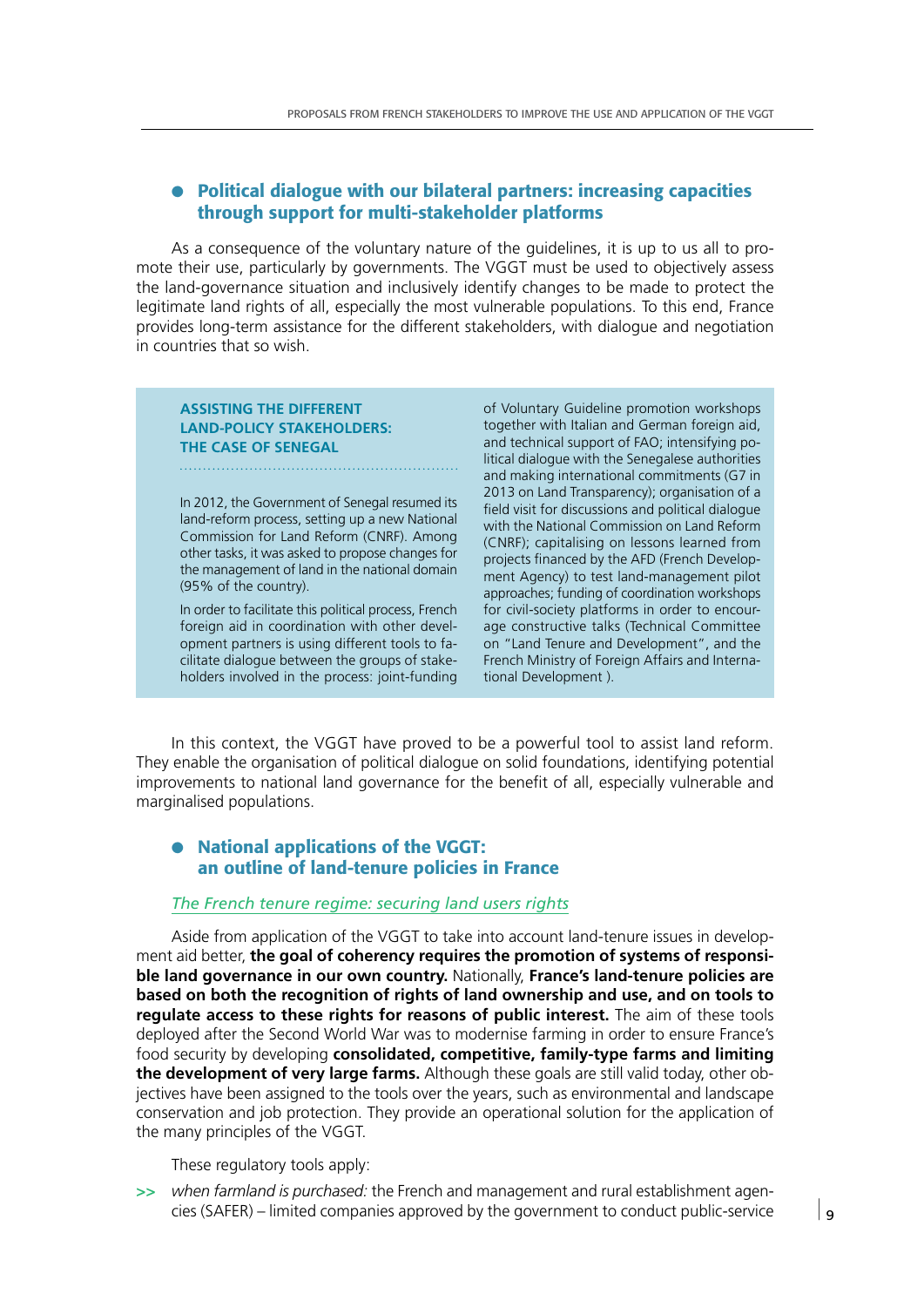## Political dialogue with our bilateral partners: increasing capacities through support for multi-stakeholder platforms

As a consequence of the voluntary nature of the guidelines, it is up to us all to promote their use, particularly by governments. The VGGT must be used to objectively assess the land-governance situation and inclusively identify changes to be made to protect the legitimate land rights of all, especially the most vulnerable populations. To this end, France provides long-term assistance for the different stakeholders, with dialogue and negotiation in countries that so wish.

> **ASSISTING THE DIFFERENT LAND-POLICY STAKEHOLDERS: THE CASE OF SENEGAL**
>
> In 2012, the Government of Senegal resumed its land-reform process, setting up a new National Commission for Land Reform (CNRF). Among other tasks, it was asked to propose changes for the management of land in the national domain (95% of the country).
>
> In order to facilitate this political process, French foreign aid in coordination with other development partners is using different tools to facilitate dialogue between the groups of stakeholders involved in the process: joint-funding of Voluntary Guideline promotion workshops together with Italian and German foreign aid, and technical support of FAO; intensifying political dialogue with the Senegalese authorities and making international commitments (G7 in 2013 on Land Transparency); organisation of a field visit for discussions and political dialogue with the National Commission on Land Reform (CNRF); capitalising on lessons learned from projects financed by the AFD (French Development Agency) to test land-management pilot approaches; funding of coordination workshops for civil-society platforms in order to encourage constructive talks (Technical Committee on "Land Tenure and Development", and the French Ministry of Foreign Affairs and International Development ).

In this context, the VGGT have proved to be a powerful tool to assist land reform. They enable the organisation of political dialogue on solid foundations, identifying potential improvements to national land governance for the benefit of all, especially vulnerable and marginalised populations.

## National applications of the VGGT: an outline of land-tenure policies in France

*The French tenure regime: securing land users rights*

Aside from application of the VGGT to take into account land-tenure issues in development aid better, **the goal of coherency requires the promotion of systems of responsible land governance in our own country.** Nationally, **France's land-tenure policies are based on both the recognition of rights of land ownership and use, and on tools to regulate access to these rights for reasons of public interest.** The aim of these tools deployed after the Second World War was to modernise farming in order to ensure France's food security by developing **consolidated, competitive, family-type farms and limiting the development of very large farms.** Although these goals are still valid today, other objectives have been assigned to the tools over the years, such as environmental and landscape conservation and job protection. They provide an operational solution for the application of the many principles of the VGGT.

These regulatory tools apply:

- *when farmland is purchased:* the French and management and rural establishment agencies (SAFER) – limited companies approved by the government to conduct public-service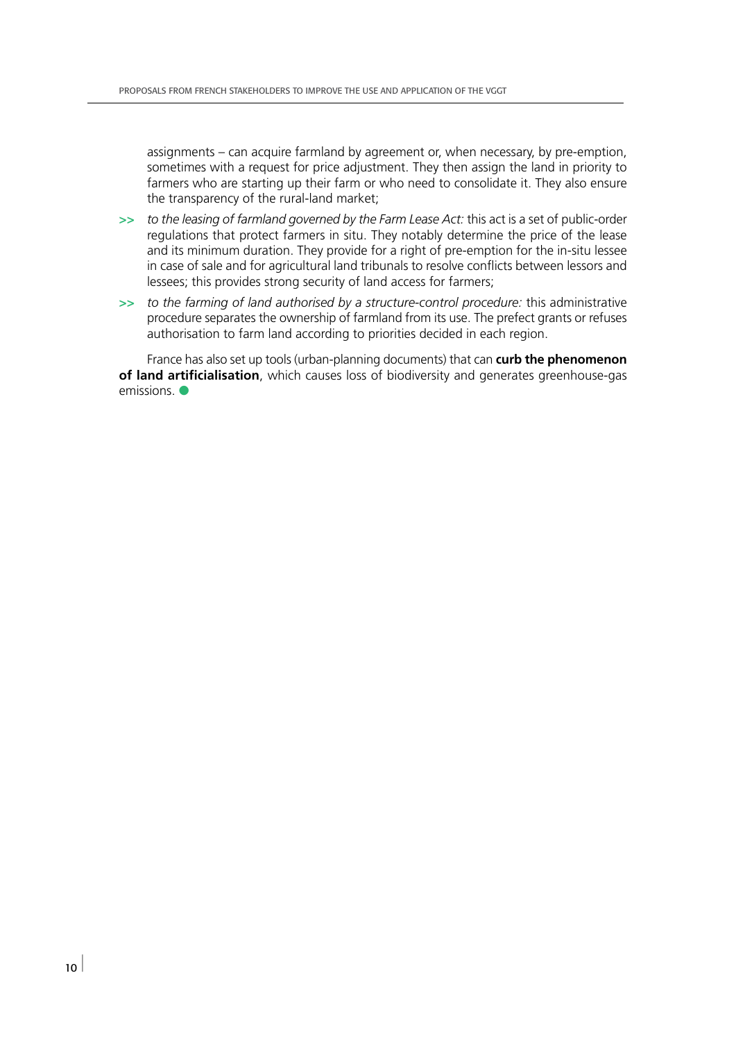assignments – can acquire farmland by agreement or, when necessary, by pre-emption, sometimes with a request for price adjustment. They then assign the land in priority to farmers who are starting up their farm or who need to consolidate it. They also ensure the transparency of the rural-land market;

- >> *to the leasing of farmland governed by the Farm Lease Act:* this act is a set of public-order regulations that protect farmers in situ. They notably determine the price of the lease and its minimum duration. They provide for a right of pre-emption for the in-situ lessee in case of sale and for agricultural land tribunals to resolve conflicts between lessors and lessees; this provides strong security of land access for farmers;
- >> *to the farming of land authorised by a structure-control procedure:* this administrative procedure separates the ownership of farmland from its use. The prefect grants or refuses authorisation to farm land according to priorities decided in each region.

France has also set up tools (urban-planning documents) that can **curb the phenomenon of land artificialisation**, which causes loss of biodiversity and generates greenhouse-gas emissions.